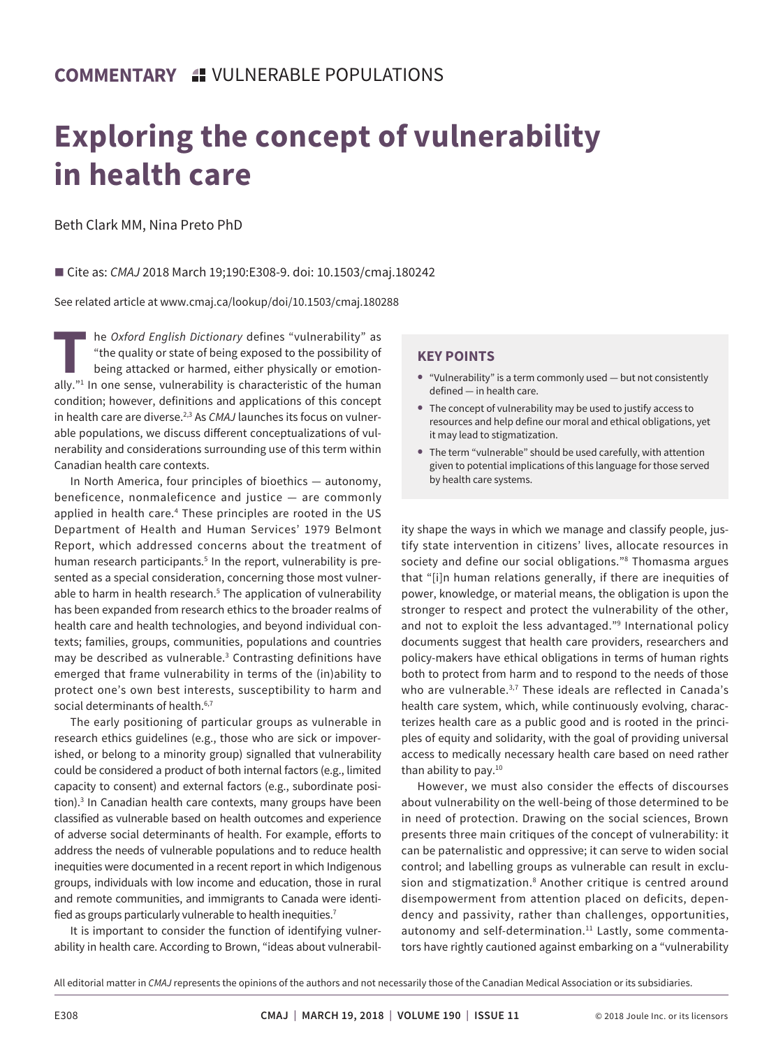**COMMENTARY** VULNERABLE POPULATIONS

# Exploring the concept of vulnerability in health care

Beth Clark MM, Nina Preto PhD

■ Cite as: *CMAJ* 2018 March 19;190:E308-9. doi: 10.1503/cmaj.180242

See related article at www.cmaj.ca/lookup/doi/10.1503/cmaj.180288

The *Oxford English Dictionary* defines "vulnerability" as "the quality or state of being exposed to the possibility of being attacked or harmed, either physically or emotionally."[1] In one sense, vulnerability is characteristic of the human condition; however, definitions and applications of this concept in health care are diverse.[2,3] As *CMAJ* launches its focus on vulnerable populations, we discuss different conceptualizations of vulnerability and considerations surrounding use of this term within Canadian health care contexts.

In North America, four principles of bioethics — autonomy, beneficence, nonmaleficence and justice — are commonly applied in health care.[4] These principles are rooted in the US Department of Health and Human Services' 1979 Belmont Report, which addressed concerns about the treatment of human research participants.[5] In the report, vulnerability is presented as a special consideration, concerning those most vulnerable to harm in health research.[5] The application of vulnerability has been expanded from research ethics to the broader realms of health care and health technologies, and beyond individual contexts; families, groups, communities, populations and countries may be described as vulnerable.[3] Contrasting definitions have emerged that frame vulnerability in terms of the (in)ability to protect one's own best interests, susceptibility to harm and social determinants of health.[6,7]

The early positioning of particular groups as vulnerable in research ethics guidelines (e.g., those who are sick or impoverished, or belong to a minority group) signalled that vulnerability could be considered a product of both internal factors (e.g., limited capacity to consent) and external factors (e.g., subordinate position).[3] In Canadian health care contexts, many groups have been classified as vulnerable based on health outcomes and experience of adverse social determinants of health. For example, efforts to address the needs of vulnerable populations and to reduce health inequities were documented in a recent report in which Indigenous groups, individuals with low income and education, those in rural and remote communities, and immigrants to Canada were identified as groups particularly vulnerable to health inequities.[7]

It is important to consider the function of identifying vulnerability in health care. According to Brown, "ideas about vulnerability shape the ways in which we manage and classify people, justify state intervention in citizens' lives, allocate resources in society and define our social obligations."[8] Thomasma argues that "[i]n human relations generally, if there are inequities of power, knowledge, or material means, the obligation is upon the stronger to respect and protect the vulnerability of the other, and not to exploit the less advantaged."[9] International policy documents suggest that health care providers, researchers and policy-makers have ethical obligations in terms of human rights both to protect from harm and to respond to the needs of those who are vulnerable.[3,7] These ideals are reflected in Canada's health care system, which, while continuously evolving, characterizes health care as a public good and is rooted in the principles of equity and solidarity, with the goal of providing universal access to medically necessary health care based on need rather than ability to pay.[10]

However, we must also consider the effects of discourses about vulnerability on the well-being of those determined to be in need of protection. Drawing on the social sciences, Brown presents three main critiques of the concept of vulnerability: it can be paternalistic and oppressive; it can serve to widen social control; and labelling groups as vulnerable can result in exclusion and stigmatization.[8] Another critique is centred around disempowerment from attention placed on deficits, dependency and passivity, rather than challenges, opportunities, autonomy and self-determination.[11] Lastly, some commentators have rightly cautioned against embarking on a "vulnerability

### KEY POINTS

- "Vulnerability" is a term commonly used — but not consistently defined — in health care.
- The concept of vulnerability may be used to justify access to resources and help define our moral and ethical obligations, yet it may lead to stigmatization.
- The term "vulnerable" should be used carefully, with attention given to potential implications of this language for those served by health care systems.

All editorial matter in *CMAJ* represents the opinions of the authors and not necessarily those of the Canadian Medical Association or its subsidiaries.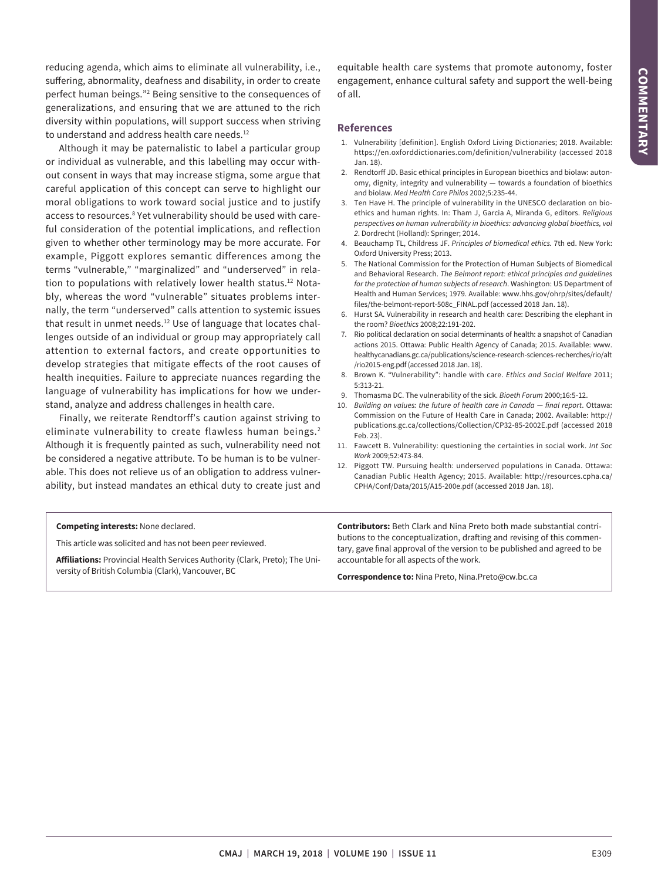reducing agenda, which aims to eliminate all vulnerability, i.e., suffering, abnormality, deafness and disability, in order to create perfect human beings."[2] Being sensitive to the consequences of generalizations, and ensuring that we are attuned to the rich diversity within populations, will support success when striving to understand and address health care needs.[12]

Although it may be paternalistic to label a particular group or individual as vulnerable, and this labelling may occur without consent in ways that may increase stigma, some argue that careful application of this concept can serve to highlight our moral obligations to work toward social justice and to justify access to resources.[8] Yet vulnerability should be used with careful consideration of the potential implications, and reflection given to whether other terminology may be more accurate. For example, Piggott explores semantic differences among the terms "vulnerable," "marginalized" and "underserved" in relation to populations with relatively lower health status.[12] Notably, whereas the word "vulnerable" situates problems internally, the term "underserved" calls attention to systemic issues that result in unmet needs.[12] Use of language that locates challenges outside of an individual or group may appropriately call attention to external factors, and create opportunities to develop strategies that mitigate effects of the root causes of health inequities. Failure to appreciate nuances regarding the language of vulnerability has implications for how we understand, analyze and address challenges in health care.

Finally, we reiterate Rendtorff's caution against striving to eliminate vulnerability to create flawless human beings.[2] Although it is frequently painted as such, vulnerability need not be considered a negative attribute. To be human is to be vulnerable. This does not relieve us of an obligation to address vulnerability, but instead mandates an ethical duty to create just and equitable health care systems that promote autonomy, foster engagement, enhance cultural safety and support the well-being of all.

## References

1. Vulnerability [definition]. English Oxford Living Dictionaries; 2018. Available: https://en.oxforddictionaries.com/definition/vulnerability (accessed 2018 Jan. 18).
2. Rendtorff JD. Basic ethical principles in European bioethics and biolaw: autonomy, dignity, integrity and vulnerability — towards a foundation of bioethics and biolaw. *Med Health Care Philos* 2002;5:235-44.
3. Ten Have H. The principle of vulnerability in the UNESCO declaration on bioethics and human rights. In: Tham J, Garcia A, Miranda G, editors. *Religious perspectives on human vulnerability in bioethics: advancing global bioethics, vol 2*. Dordrecht (Holland): Springer; 2014.
4. Beauchamp TL, Childress JF. *Principles of biomedical ethics.* 7th ed. New York: Oxford University Press; 2013.
5. The National Commission for the Protection of Human Subjects of Biomedical and Behavioral Research. *The Belmont report: ethical principles and guidelines for the protection of human subjects of research*. Washington: US Department of Health and Human Services; 1979. Available: www.hhs.gov/ohrp/sites/default/files/the-belmont-report-508c_FINAL.pdf (accessed 2018 Jan. 18).
6. Hurst SA. Vulnerability in research and health care: Describing the elephant in the room? *Bioethics* 2008;22:191-202.
7. Rio political declaration on social determinants of health: a snapshot of Canadian actions 2015. Ottawa: Public Health Agency of Canada; 2015. Available: www.healthycanadians.gc.ca/publications/science-research-sciences-recherches/rio/alt/rio2015-eng.pdf (accessed 2018 Jan. 18).
8. Brown K. "Vulnerability": handle with care. *Ethics and Social Welfare* 2011; 5:313-21.
9. Thomasma DC. The vulnerability of the sick. *Bioeth Forum* 2000;16:5-12.
10. *Building on values: the future of health care in Canada — final report*. Ottawa: Commission on the Future of Health Care in Canada; 2002. Available: http://publications.gc.ca/collections/Collection/CP32-85-2002E.pdf (accessed 2018 Feb. 23).
11. Fawcett B. Vulnerability: questioning the certainties in social work. *Int Soc Work* 2009;52:473-84.
12. Piggott TW. Pursuing health: underserved populations in Canada. Ottawa: Canadian Public Health Agency; 2015. Available: http://resources.cpha.ca/CPHA/Conf/Data/2015/A15-200e.pdf (accessed 2018 Jan. 18).

**Competing interests:** None declared.

This article was solicited and has not been peer reviewed.

**Affiliations:** Provincial Health Services Authority (Clark, Preto); The University of British Columbia (Clark), Vancouver, BC

**Contributors:** Beth Clark and Nina Preto both made substantial contributions to the conceptualization, drafting and revising of this commentary, gave final approval of the version to be published and agreed to be accountable for all aspects of the work.

**Correspondence to:** Nina Preto, Nina.Preto@cw.bc.ca